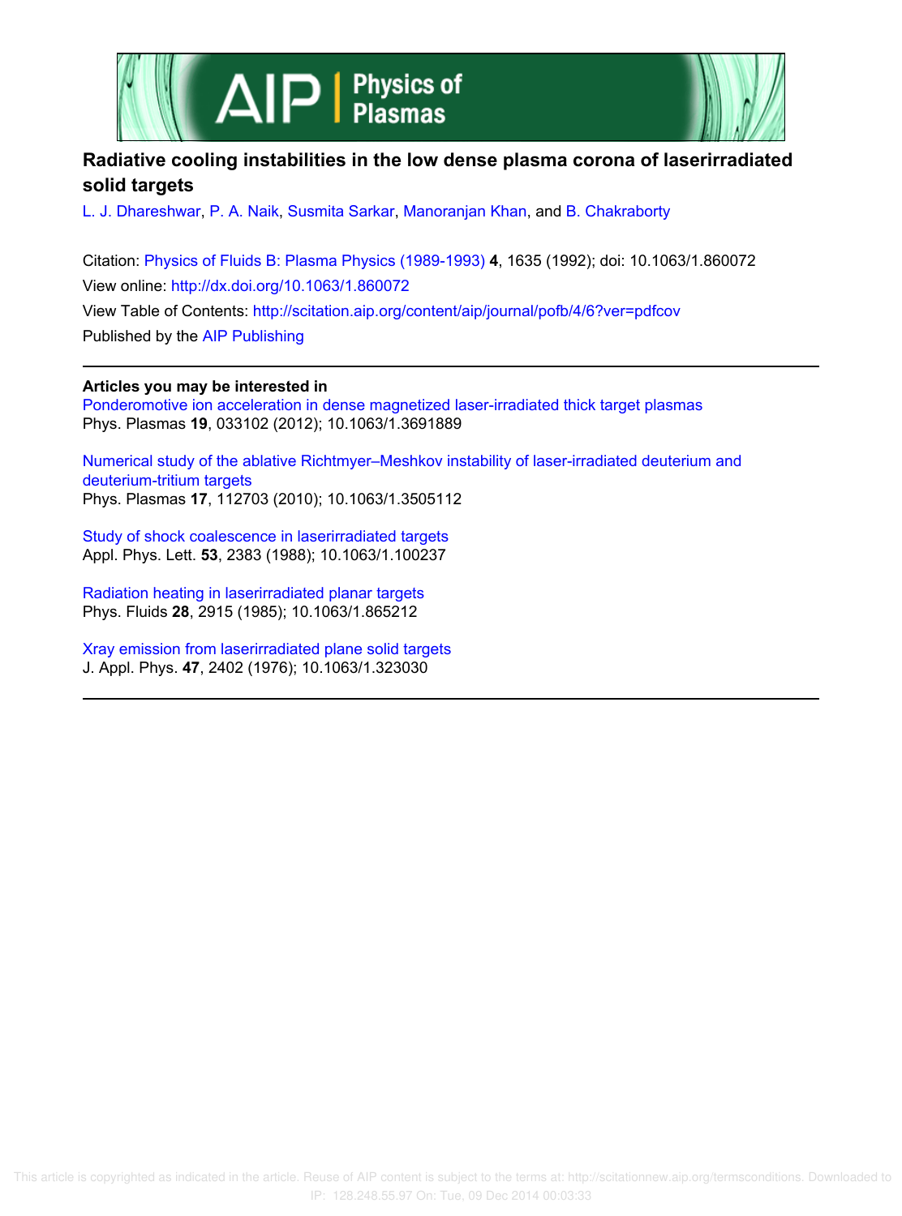# Radiative cooling instabilities in the low dense plasma corona of laserirradiated solid targets

L. J. Dhareshwar, P. A. Naik, Susmita Sarkar, Manoranjan Khan, and B. Chakraborty

Citation: Physics of Fluids B: Plasma Physics (1989-1993) **4**, 1635 (1992); doi: 10.1063/1.860072
View online: http://dx.doi.org/10.1063/1.860072
View Table of Contents: http://scitation.aip.org/content/aip/journal/pofb/4/6?ver=pdfcov
Published by the AIP Publishing

---

**Articles you may be interested in**

Ponderomotive ion acceleration in dense magnetized laser-irradiated thick target plasmas
Phys. Plasmas **19**, 033102 (2012); 10.1063/1.3691889

Numerical study of the ablative Richtmyer–Meshkov instability of laser-irradiated deuterium and deuterium-tritium targets
Phys. Plasmas **17**, 112703 (2010); 10.1063/1.3505112

Study of shock coalescence in laserirradiated targets
Appl. Phys. Lett. **53**, 2383 (1988); 10.1063/1.100237

Radiation heating in laserirradiated planar targets
Phys. Fluids **28**, 2915 (1985); 10.1063/1.865212

Xray emission from laserirradiated plane solid targets
J. Appl. Phys. **47**, 2402 (1976); 10.1063/1.323030

---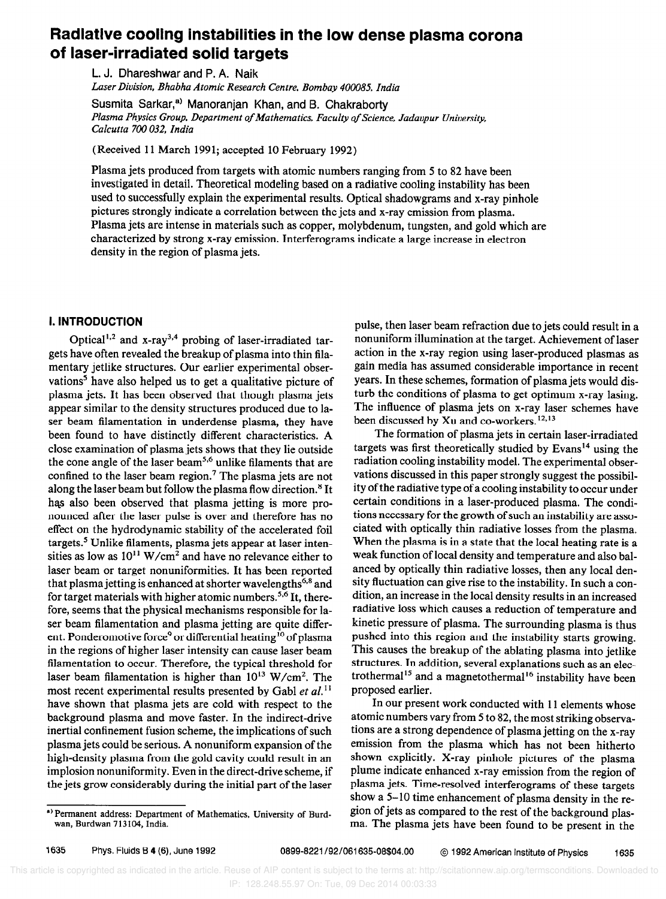# Radiative cooling instabilities in the low dense plasma corona of laser-irradiated solid targets

L. J. Dhareshwar and P. A. Naik
*Laser Division, Bhabha Atomic Research Centre, Bombay 400085, India*

Susmita Sarkar,[a] Manoranjan Khan, and B. Chakraborty
*Plasma Physics Group, Department of Mathematics, Faculty of Science, Jadavpur University, Calcutta 700 032, India*

(Received 11 March 1991; accepted 10 February 1992)

Plasma jets produced from targets with atomic numbers ranging from 5 to 82 have been investigated in detail. Theoretical modeling based on a radiative cooling instability has been used to successfully explain the experimental results. Optical shadowgrams and x-ray pinhole pictures strongly indicate a correlation between the jets and x-ray emission from plasma. Plasma jets are intense in materials such as copper, molybdenum, tungsten, and gold which are characterized by strong x-ray emission. Interferograms indicate a large increase in electron density in the region of plasma jets.

## I. INTRODUCTION

Optical[1,2] and x-ray[3,4] probing of laser-irradiated targets have often revealed the breakup of plasma into thin filamentary jetlike structures. Our earlier experimental observations[5] have also helped us to get a qualitative picture of plasma jets. It has been observed that though plasma jets appear similar to the density structures produced due to laser beam filamentation in underdense plasma, they have been found to have distinctly different characteristics. A close examination of plasma jets shows that they lie outside the cone angle of the laser beam[5,6] unlike filaments that are confined to the laser beam region.[7] The plasma jets are not along the laser beam but follow the plasma flow direction.[8] It has also been observed that plasma jetting is more pronounced after the laser pulse is over and therefore has no effect on the hydrodynamic stability of the accelerated foil targets.[5] Unlike filaments, plasma jets appear at laser intensities as low as $10^{11}$ W/cm$^2$ and have no relevance either to laser beam or target nonuniformities. It has been reported that plasma jetting is enhanced at shorter wavelengths[6,8] and for target materials with higher atomic numbers.[5,6] It, therefore, seems that the physical mechanisms responsible for laser beam filamentation and plasma jetting are quite different. Ponderomotive force[9] or differential heating[10] of plasma in the regions of higher laser intensity can cause laser beam filamentation to occur. Therefore, the typical threshold for laser beam filamentation is higher than $10^{13}$ W/cm$^2$. The most recent experimental results presented by Gabl *et al.*[11] have shown that plasma jets are cold with respect to the background plasma and move faster. In the indirect-drive inertial confinement fusion scheme, the implications of such plasma jets could be serious. A nonuniform expansion of the high-density plasma from the gold cavity could result in an implosion nonuniformity. Even in the direct-drive scheme, if the jets grow considerably during the initial part of the laser pulse, then laser beam refraction due to jets could result in a nonuniform illumination at the target. Achievement of laser action in the x-ray region using laser-produced plasmas as gain media has assumed considerable importance in recent years. In these schemes, formation of plasma jets would disturb the conditions of plasma to get optimum x-ray lasing. The influence of plasma jets on x-ray laser schemes have been discussed by Xu and co-workers.[12,13]

The formation of plasma jets in certain laser-irradiated targets was first theoretically studied by Evans[14] using the radiation cooling instability model. The experimental observations discussed in this paper strongly suggest the possibility of the radiative type of a cooling instability to occur under certain conditions in a laser-produced plasma. The conditions necessary for the growth of such an instability are associated with optically thin radiative losses from the plasma. When the plasma is in a state that the local heating rate is a weak function of local density and temperature and also balanced by optically thin radiative losses, then any local density fluctuation can give rise to the instability. In such a condition, an increase in the local density results in an increased radiative loss which causes a reduction of temperature and kinetic pressure of plasma. The surrounding plasma is thus pushed into this region and the instability starts growing. This causes the breakup of the ablating plasma into jetlike structures. In addition, several explanations such as an electrothermal[15] and a magnetothermal[16] instability have been proposed earlier.

In our present work conducted with 11 elements whose atomic numbers vary from 5 to 82, the most striking observations are a strong dependence of plasma jetting on the x-ray emission from the plasma which has not been hitherto shown explicitly. X-ray pinhole pictures of the plasma plume indicate enhanced x-ray emission from the region of plasma jets. Time-resolved interferograms of these targets show a 5–10 time enhancement of plasma density in the region of jets as compared to the rest of the background plasma. The plasma jets have been found to be present in the

[a] Permanent address: Department of Mathematics, University of Burdwan, Burdwan 713104, India.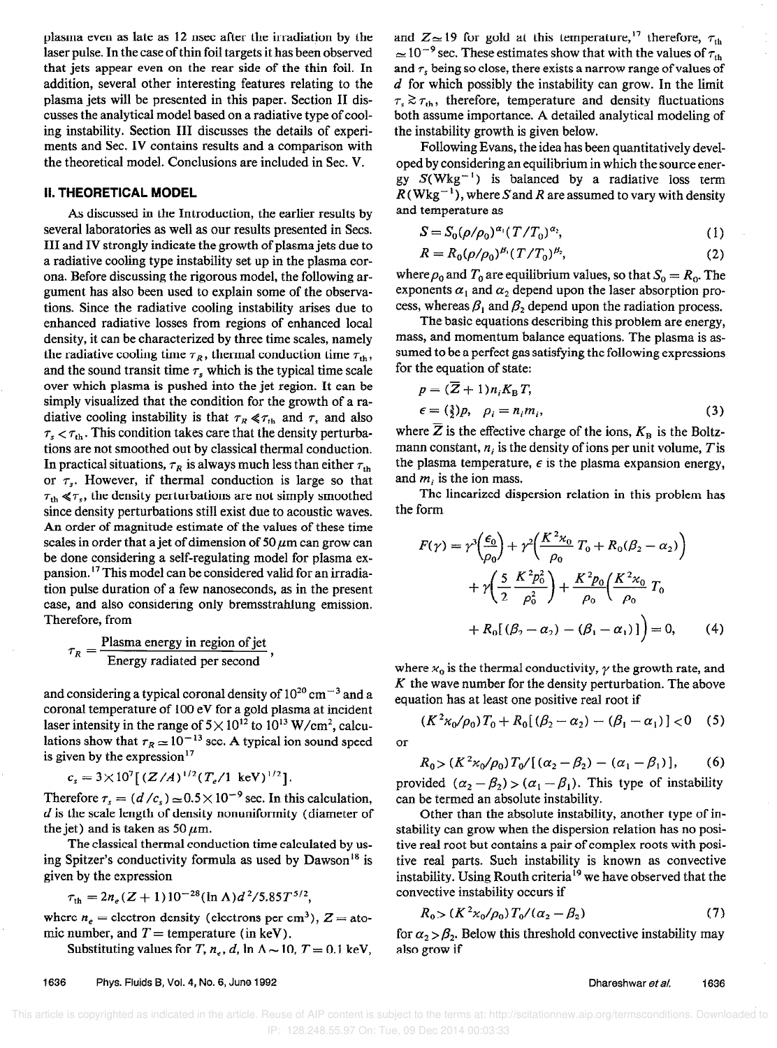plasma even as late as 12 nsec after the irradiation by the laser pulse. In the case of thin foil targets it has been observed that jets appear even on the rear side of the thin foil. In addition, several other interesting features relating to the plasma jets will be presented in this paper. Section II discusses the analytical model based on a radiative type of cooling instability. Section III discusses the details of experiments and Sec. IV contains results and a comparison with the theoretical model. Conclusions are included in Sec. V.

## II. THEORETICAL MODEL

As discussed in the Introduction, the earlier results by several laboratories as well as our results presented in Secs. III and IV strongly indicate the growth of plasma jets due to a radiative cooling type instability set up in the plasma corona. Before discussing the rigorous model, the following argument has also been used to explain some of the observations. Since the radiative cooling instability arises due to enhanced radiative losses from regions of enhanced local density, it can be characterized by three time scales, namely the radiative cooling time $\tau_R$, thermal conduction time $\tau_{th}$, and the sound transit time $\tau_s$ which is the typical time scale over which plasma is pushed into the jet region. It can be simply visualized that the condition for the growth of a radiative cooling instability is that $\tau_R \ll \tau_{th}$ and $\tau_s$ and also $\tau_s < \tau_{th}$. This condition takes care that the density perturbations are not smoothed out by classical thermal conduction. In practical situations, $\tau_R$ is always much less than either $\tau_{th}$ or $\tau_s$. However, if thermal conduction is large so that $\tau_{th} \ll \tau_s$, the density perturbations are not simply smoothed since density perturbations still exist due to acoustic waves. An order of magnitude estimate of the values of these time scales in order that a jet of dimension of 50 $\mu$m can grow can be done considering a self-regulating model for plasma expansion.[17] This model can be considered valid for an irradiation pulse duration of a few nanoseconds, as in the present case, and also considering only bremsstrahlung emission. Therefore, from

$$\tau_R = \frac{\text{Plasma energy in region of jet}}{\text{Energy radiated per second}},$$

and considering a typical coronal density of $10^{20}\ \text{cm}^{-3}$ and a coronal temperature of 100 eV for a gold plasma at incident laser intensity in the range of $5\times 10^{12}$ to $10^{13}\ \text{W/cm}^2$, calculations show that $\tau_R \simeq 10^{-13}$ sec. A typical ion sound speed is given by the expression[17]

$$c_s = 3\times 10^7 [(Z/A)^{1/2} (T_e/1\ \text{keV})^{1/2}].$$

Therefore $\tau_s = (d/c_s) \simeq 0.5\times 10^{-9}$ sec. In this calculation, $d$ is the scale length of density nonuniformity (diameter of the jet) and is taken as 50 $\mu$m.

The classical thermal conduction time calculated by using Spitzer's conductivity formula as used by Dawson[18] is given by the expression

$$\tau_{th} = 2n_e (Z+1) 10^{-28} (\ln \Lambda) d^2 / 5.85 T^{5/2},$$

where $n_e$ = electron density (electrons per cm$^3$), $Z$ = atomic number, and $T$ = temperature (in keV).

Substituting values for $T$, $n_e$, $d$, $\ln \Lambda \sim 10$, $T = 0.1$ keV, and $Z \simeq 19$ for gold at this temperature,[17] therefore, $\tau_{th} \simeq 10^{-9}$ sec. These estimates show that with the values of $\tau_{th}$ and $\tau_s$ being so close, there exists a narrow range of values of $d$ for which possibly the instability can grow. In the limit $\tau_s \gtrsim \tau_{th}$, therefore, temperature and density fluctuations both assume importance. A detailed analytical modeling of the instability growth is given below.

Following Evans, the idea has been quantitatively developed by considering an equilibrium in which the source energy $S(\text{W kg}^{-1})$ is balanced by a radiative loss term $R(\text{W kg}^{-1})$, where $S$ and $R$ are assumed to vary with density and temperature as

$$S = S_0 (\rho/\rho_0)^{\alpha_1} (T/T_0)^{\alpha_2}, \tag{1}$$

$$R = R_0 (\rho/\rho_0)^{\beta_1} (T/T_0)^{\beta_2}, \tag{2}$$

where $\rho_0$ and $T_0$ are equilibrium values, so that $S_0 = R_0$. The exponents $\alpha_1$ and $\alpha_2$ depend upon the laser absorption process, whereas $\beta_1$ and $\beta_2$ depend upon the radiation process.

The basic equations describing this problem are energy, mass, and momentum balance equations. The plasma is assumed to be a perfect gas satisfying the following expressions for the equation of state:

$$p = (\overline{Z}+1) n_i K_B T,$$
$$\epsilon = (\tfrac{3}{2}) p, \quad \rho_i = n_i m_i, \tag{3}$$

where $\overline{Z}$ is the effective charge of the ions, $K_B$ is the Boltzmann constant, $n_i$ is the density of ions per unit volume, $T$ is the plasma temperature, $\epsilon$ is the plasma expansion energy, and $m_i$ is the ion mass.

The linearized dispersion relation in this problem has the form

$$F(\gamma) = \gamma^3 \left(\frac{\epsilon_0}{\rho_0}\right) + \gamma^2 \left(\frac{K^2 \varkappa_0}{\rho_0} T_0 + R_0(\beta_2 - \alpha_2)\right) + \gamma \left(\frac{5}{2} \frac{K^2 p_0^2}{\rho_0^2}\right) + \frac{K^2 p_0}{\rho_0} \left(\frac{K^2 \varkappa_0}{\rho_0} T_0 + R_0[(\beta_2 - \alpha_2) - (\beta_1 - \alpha_1)]\right) = 0, \tag{4}$$

where $\varkappa_0$ is the thermal conductivity, $\gamma$ the growth rate, and $K$ the wave number for the density perturbation. The above equation has at least one positive real root if

$$(K^2 \varkappa_0/\rho_0) T_0 + R_0[(\beta_2 - \alpha_2) - (\beta_1 - \alpha_1)] < 0 \tag{5}$$

or

$$R_0 > (K^2 \varkappa_0/\rho_0) T_0 / [(\alpha_2 - \beta_2) - (\alpha_1 - \beta_1)], \tag{6}$$

provided $(\alpha_2 - \beta_2) > (\alpha_1 - \beta_1)$. This type of instability can be termed an absolute instability.

Other than the absolute instability, another type of instability can grow when the dispersion relation has no positive real root but contains a pair of complex roots with positive real parts. Such instability is known as convective instability. Using Routh criteria[19] we have observed that the convective instability occurs if

$$R_0 > (K^2 \varkappa_0/\rho_0) T_0 / (\alpha_2 - \beta_2) \tag{7}$$

for $\alpha_2 > \beta_2$. Below this threshold convective instability may also grow if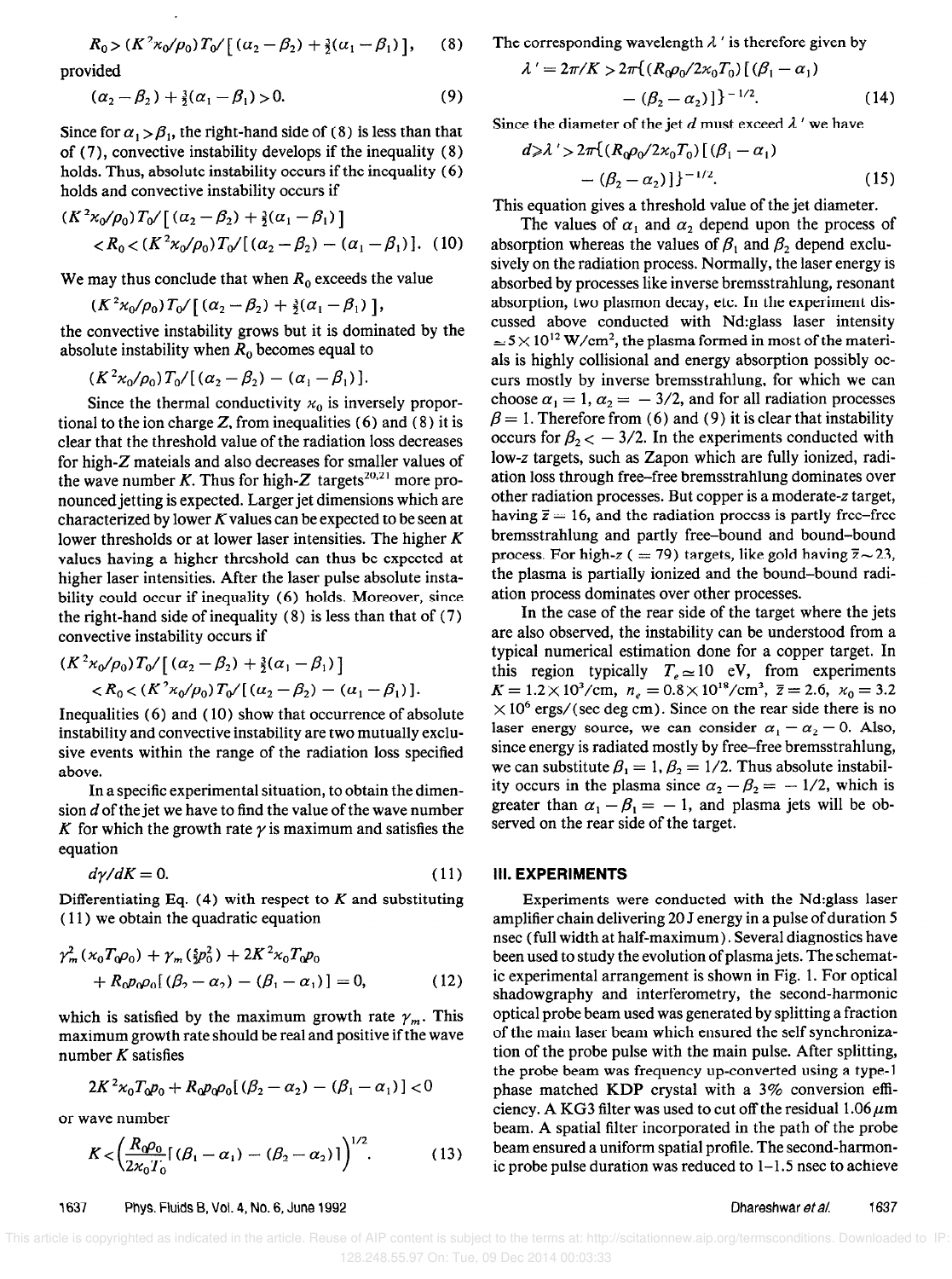$$R_0 > (K^2\varkappa_0/\rho_0)T_0/[(\alpha_2-\beta_2)+\tfrac{3}{2}(\alpha_1-\beta_1)], \quad (8)$$

provided

$$(\alpha_2-\beta_2)+\tfrac{3}{2}(\alpha_1-\beta_1)>0. \quad (9)$$

Since for $\alpha_1>\beta_1$, the right-hand side of (8) is less than that of (7), convective instability develops if the inequality (8) holds. Thus, absolute instability occurs if the inequality (6) holds and convective instability occurs if

$$(K^2\varkappa_0/\rho_0)T_0/[(\alpha_2-\beta_2)+\tfrac{3}{2}(\alpha_1-\beta_1)] < R_0 < (K^2\varkappa_0/\rho_0)T_0/[(\alpha_2-\beta_2)-(\alpha_1-\beta_1)]. \quad (10)$$

We may thus conclude that when $R_0$ exceeds the value

$$(K^2\varkappa_0/\rho_0)T_0/[(\alpha_2-\beta_2)+\tfrac{3}{2}(\alpha_1-\beta_1)],$$

the convective instability grows but it is dominated by the absolute instability when $R_0$ becomes equal to

$$(K^2\varkappa_0/\rho_0)T_0/[(\alpha_2-\beta_2)-(\alpha_1-\beta_1)].$$

Since the thermal conductivity $\varkappa_0$ is inversely proportional to the ion charge $Z$, from inequalities (6) and (8) it is clear that the threshold value of the radiation loss decreases for high-$Z$ mateials and also decreases for smaller values of the wave number $K$. Thus for high-$Z$ targets[20,21] more pronounced jetting is expected. Larger jet dimensions which are characterized by lower $K$ values can be expected to be seen at lower thresholds or at lower laser intensities. The higher $K$ values having a higher threshold can thus be expected at higher laser intensities. After the laser pulse absolute instability could occur if inequality (6) holds. Moreover, since the right-hand side of inequality (8) is less than that of (7) convective instability occurs if

$$(K^2\varkappa_0/\rho_0)T_0/[(\alpha_2-\beta_2)+\tfrac{3}{2}(\alpha_1-\beta_1)] < R_0 < (K^2\varkappa_0/\rho_0)T_0/[(\alpha_2-\beta_2)-(\alpha_1-\beta_1)].$$

Inequalities (6) and (10) show that occurrence of absolute instability and convective instability are two mutually exclusive events within the range of the radiation loss specified above.

In a specific experimental situation, to obtain the dimension $d$ of the jet we have to find the value of the wave number $K$ for which the growth rate $\gamma$ is maximum and satisfies the equation

$$d\gamma/dK=0. \quad (11)$$

Differentiating Eq. (4) with respect to $K$ and substituting (11) we obtain the quadratic equation

$$\gamma_m^2(\varkappa_0T_0\rho_0)+\gamma_m(\tfrac{5}{2}p_0^2)+2K^2\varkappa_0T_0p_0 + R_0p_0\rho_0[(\beta_2-\alpha_2)-(\beta_1-\alpha_1)]=0, \quad (12)$$

which is satisfied by the maximum growth rate $\gamma_m$. This maximum growth rate should be real and positive if the wave number $K$ satisfies

$$2K^2\varkappa_0T_0p_0+R_0p_0\rho_0[(\beta_2-\alpha_2)-(\beta_1-\alpha_1)]<0$$

or wave number

$$K<\left(\frac{R_0\rho_0}{2\varkappa_0T_0}[(\beta_1-\alpha_1)-(\beta_2-\alpha_2)]\right)^{1/2}. \quad (13)$$

The corresponding wavelength $\lambda'$ is therefore given by

$$\lambda'=2\pi/K>2\pi\{(R_0\rho_0/2\varkappa_0T_0)[(\beta_1-\alpha_1)-(\beta_2-\alpha_2)]\}^{-1/2}. \quad (14)$$

Since the diameter of the jet $d$ must exceed $\lambda'$ we have

$$d\geqslant\lambda'>2\pi\{(R_0\rho_0/2\varkappa_0T_0)[(\beta_1-\alpha_1)-(\beta_2-\alpha_2)]\}^{-1/2}. \quad (15)$$

This equation gives a threshold value of the jet diameter.

The values of $\alpha_1$ and $\alpha_2$ depend upon the process of absorption whereas the values of $\beta_1$ and $\beta_2$ depend exclusively on the radiation process. Normally, the laser energy is absorbed by processes like inverse bremsstrahlung, resonant absorption, two plasmon decay, etc. In the experiment discussed above conducted with Nd:glass laser intensity $\simeq 5\times10^{12}$ W/cm$^2$, the plasma formed in most of the materials is highly collisional and energy absorption possibly occurs mostly by inverse bremsstrahlung, for which we can choose $\alpha_1=1$, $\alpha_2=-3/2$, and for all radiation processes $\beta=1$. Therefore from (6) and (9) it is clear that instability occurs for $\beta_2<-3/2$. In the experiments conducted with low-$z$ targets, such as Zapon which are fully ionized, radiation loss through free–free bremsstrahlung dominates over other radiation processes. But copper is a moderate-$z$ target, having $\bar{z}=16$, and the radiation process is partly free–free bremsstrahlung and partly free–bound and bound–bound process. For high-$z$ ($=79$) targets, like gold having $\bar{z}\sim23$, the plasma is partially ionized and the bound–bound radiation process dominates over other processes.

In the case of the rear side of the target where the jets are also observed, the instability can be understood from a typical numerical estimation done for a copper target. In this region typically $T_e\simeq10$ eV, from experiments $K=1.2\times10^3$/cm, $n_e=0.8\times10^{18}$/cm$^3$, $\bar{z}=2.6$, $\varkappa_0=3.2\times10^6$ ergs/(sec deg cm). Since on the rear side there is no laser energy source, we can consider $\alpha_1=\alpha_2=0$. Also, since energy is radiated mostly by free–free bremsstrahlung, we can substitute $\beta_1=1$, $\beta_2=1/2$. Thus absolute instability occurs in the plasma since $\alpha_2-\beta_2=-1/2$, which is greater than $\alpha_1-\beta_1=-1$, and plasma jets will be observed on the rear side of the target.

## III. EXPERIMENTS

Experiments were conducted with the Nd:glass laser amplifier chain delivering 20 J energy in a pulse of duration 5 nsec (full width at half-maximum). Several diagnostics have been used to study the evolution of plasma jets. The schematic experimental arrangement is shown in Fig. 1. For optical shadowgraphy and interferometry, the second-harmonic optical probe beam used was generated by splitting a fraction of the main laser beam which ensured the self synchronization of the probe pulse with the main pulse. After splitting, the probe beam was frequency up-converted using a type-1 phase matched KDP crystal with a 3% conversion efficiency. A KG3 filter was used to cut off the residual 1.06 $\mu$m beam. A spatial filter incorporated in the path of the probe beam ensured a uniform spatial profile. The second-harmonic probe pulse duration was reduced to 1–1.5 nsec to achieve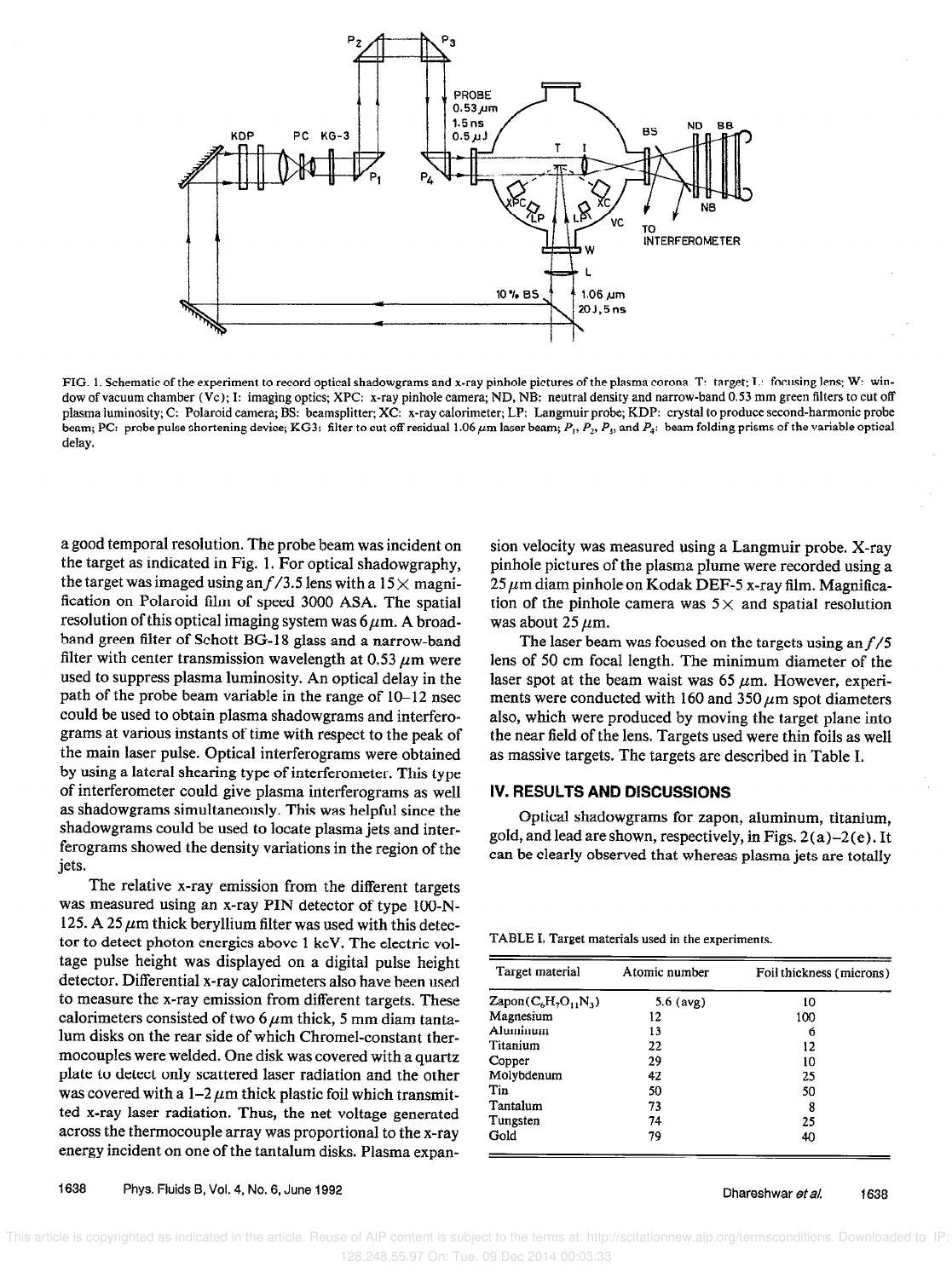FIG. 1. Schematic of the experiment to record optical shadowgrams and x-ray pinhole pictures of the plasma corona. T: target; L: focusing lens; W: window of vacuum chamber (Vc); I: imaging optics; XPC: x-ray pinhole camera; ND, NB: neutral density and narrow-band 0.53 mm green filters to cut off plasma luminosity; C: Polaroid camera; BS: beamsplitter; XC: x-ray calorimeter; LP: Langmuir probe; KDP: crystal to produce second-harmonic probe beam; PC: probe pulse shortening device; KG3: filter to cut off residual 1.06 μm laser beam; $P_1$, $P_2$, $P_3$, and $P_4$: beam folding prisms of the variable optical delay.

a good temporal resolution. The probe beam was incident on the target as indicated in Fig. 1. For optical shadowgraphy, the target was imaged using an $f/3.5$ lens with a 15× magnification on Polaroid film of speed 3000 ASA. The spatial resolution of this optical imaging system was 6 μm. A broadband green filter of Schott BG-18 glass and a narrow-band filter with center transmission wavelength at 0.53 μm were used to suppress plasma luminosity. An optical delay in the path of the probe beam variable in the range of 10–12 nsec could be used to obtain plasma shadowgrams and interferograms at various instants of time with respect to the peak of the main laser pulse. Optical interferograms were obtained by using a lateral shearing type of interferometer. This type of interferometer could give plasma interferograms as well as shadowgrams simultaneously. This was helpful since the shadowgrams could be used to locate plasma jets and interferograms showed the density variations in the region of the jets.

The relative x-ray emission from the different targets was measured using an x-ray PIN detector of type 100-N-125. A 25 μm thick beryllium filter was used with this detector to detect photon energies above 1 keV. The electric voltage pulse height was displayed on a digital pulse height detector. Differential x-ray calorimeters also have been used to measure the x-ray emission from different targets. These calorimeters consisted of two 6 μm thick, 5 mm diam tantalum disks on the rear side of which Chromel-constant thermocouples were welded. One disk was covered with a quartz plate to detect only scattered laser radiation and the other was covered with a 1–2 μm thick plastic foil which transmitted x-ray laser radiation. Thus, the net voltage generated across the thermocouple array was proportional to the x-ray energy incident on one of the tantalum disks. Plasma expansion velocity was measured using a Langmuir probe. X-ray pinhole pictures of the plasma plume were recorded using a 25 μm diam pinhole on Kodak DEF-5 x-ray film. Magnification of the pinhole camera was 5× and spatial resolution was about 25 μm.

The laser beam was focused on the targets using an $f/5$ lens of 50 cm focal length. The minimum diameter of the laser spot at the beam waist was 65 μm. However, experiments were conducted with 160 and 350 μm spot diameters also, which were produced by moving the target plane into the near field of the lens. Targets used were thin foils as well as massive targets. The targets are described in Table I.

## IV. RESULTS AND DISCUSSIONS

Optical shadowgrams for zapon, aluminum, titanium, gold, and lead are shown, respectively, in Figs. 2(a)–2(e). It can be clearly observed that whereas plasma jets are totally

TABLE I. Target materials used in the experiments.

| Target material | Atomic number | Foil thickness (microns) |
| --- | --- | --- |
| Zapon($C_6H_7O_{11}N_3$) | 5.6 (avg) | 10 |
| Magnesium | 12 | 100 |
| Aluminum | 13 | 6 |
| Titanium | 22 | 12 |
| Copper | 29 | 10 |
| Molybdenum | 42 | 25 |
| Tin | 50 | 50 |
| Tantalum | 73 | 8 |
| Tungsten | 74 | 25 |
| Gold | 79 | 40 |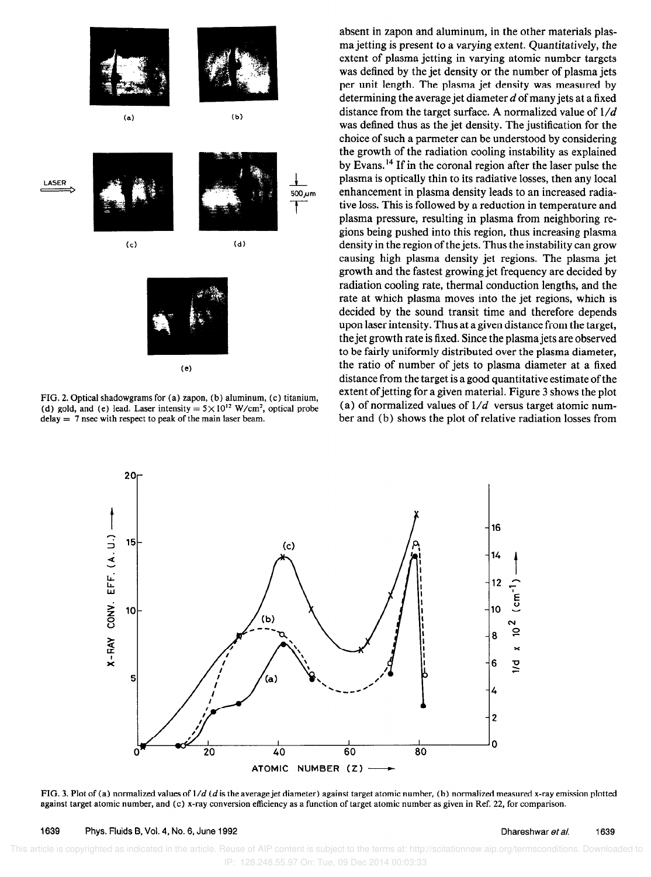FIG. 2. Optical shadowgrams for (a) zapon, (b) aluminum, (c) titanium, (d) gold, and (e) lead. Laser intensity = $5\times10^{12}$ W/cm$^2$, optical probe delay = 7 nsec with respect to peak of the main laser beam.

absent in zapon and aluminum, in the other materials plasma jetting is present to a varying extent. Quantitatively, the extent of plasma jetting in varying atomic number targets was defined by the jet density or the number of plasma jets per unit length. The plasma jet density was measured by determining the average jet diameter $d$ of many jets at a fixed distance from the target surface. A normalized value of $1/d$ was defined thus as the jet density. The justification for the choice of such a parmeter can be understood by considering the growth of the radiation cooling instability as explained by Evans.[14] If in the coronal region after the laser pulse the plasma is optically thin to its radiative losses, then any local enhancement in plasma density leads to an increased radiative loss. This is followed by a reduction in temperature and plasma pressure, resulting in plasma from neighboring regions being pushed into this region, thus increasing plasma density in the region of the jets. Thus the instability can grow causing high plasma density jet regions. The plasma jet growth and the fastest growing jet frequency are decided by radiation cooling rate, thermal conduction lengths, and the rate at which plasma moves into the jet regions, which is decided by the sound transit time and therefore depends upon laser intensity. Thus at a given distance from the target, the jet growth rate is fixed. Since the plasma jets are observed to be fairly uniformly distributed over the plasma diameter, the ratio of number of jets to plasma diameter at a fixed distance from the target is a good quantitative estimate of the extent of jetting for a given material. Figure 3 shows the plot (a) of normalized values of $1/d$ versus target atomic number and (b) shows the plot of relative radiation losses from

FIG. 3. Plot of (a) normalized values of $1/d$ ($d$ is the average jet diameter) against target atomic number, (b) normalized measured x-ray emission plotted against target atomic number, and (c) x-ray conversion efficiency as a function of target atomic number as given in Ref. 22, for comparison.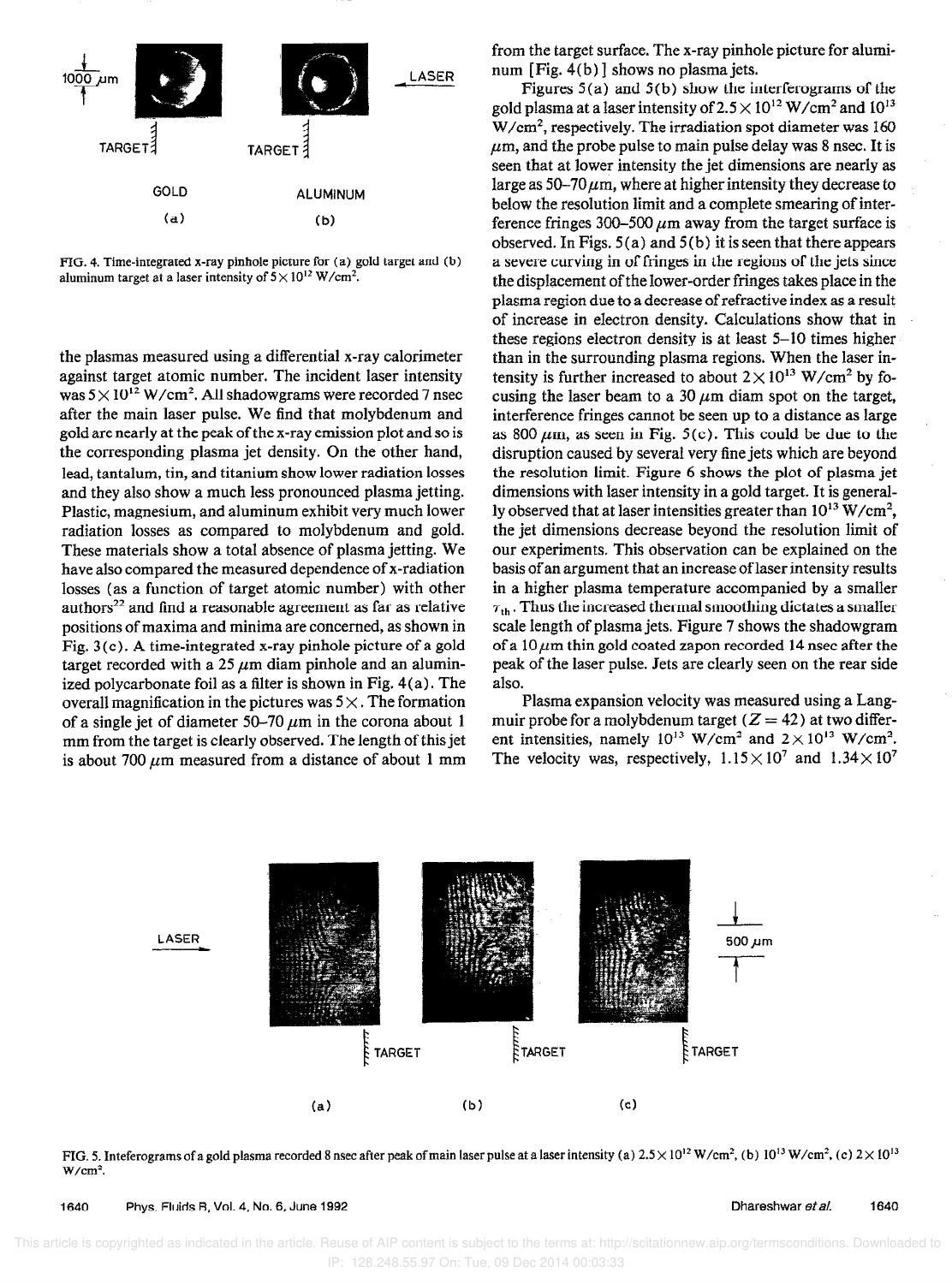FIG. 4. Time-integrated x-ray pinhole picture for (a) gold target and (b) aluminum target at a laser intensity of $5\times10^{12}$ W/cm$^2$.

the plasmas measured using a differential x-ray calorimeter against target atomic number. The incident laser intensity was $5\times10^{12}$ W/cm$^2$. All shadowgrams were recorded 7 nsec after the main laser pulse. We find that molybdenum and gold are nearly at the peak of the x-ray emission plot and so is the corresponding plasma jet density. On the other hand, lead, tantalum, tin, and titanium show lower radiation losses and they also show a much less pronounced plasma jetting. Plastic, magnesium, and aluminum exhibit very much lower radiation losses as compared to molybdenum and gold. These materials show a total absence of plasma jetting. We have also compared the measured dependence of x-radiation losses (as a function of target atomic number) with other authors[22] and find a reasonable agreement as far as relative positions of maxima and minima are concerned, as shown in Fig. 3(c). A time-integrated x-ray pinhole picture of a gold target recorded with a 25 $\mu$m diam pinhole and an aluminized polycarbonate foil as a filter is shown in Fig. 4(a). The overall magnification in the pictures was $5\times$. The formation of a single jet of diameter 50–70 $\mu$m in the corona about 1 mm from the target is clearly observed. The length of this jet is about 700 $\mu$m measured from a distance of about 1 mm from the target surface. The x-ray pinhole picture for aluminum [Fig. 4(b)] shows no plasma jets.

Figures 5(a) and 5(b) show the interferograms of the gold plasma at a laser intensity of $2.5\times10^{12}$ W/cm$^2$ and $10^{13}$ W/cm$^2$, respectively. The irradiation spot diameter was 160 $\mu$m, and the probe pulse to main pulse delay was 8 nsec. It is seen that at lower intensity the jet dimensions are nearly as large as 50–70 $\mu$m, where at higher intensity they decrease to below the resolution limit and a complete smearing of interference fringes 300–500 $\mu$m away from the target surface is observed. In Figs. 5(a) and 5(b) it is seen that there appears a severe curving in of fringes in the regions of the jets since the displacement of the lower-order fringes takes place in the plasma region due to a decrease of refractive index as a result of increase in electron density. Calculations show that in these regions electron density is at least 5–10 times higher than in the surrounding plasma regions. When the laser intensity is further increased to about $2\times10^{13}$ W/cm$^2$ by focusing the laser beam to a 30 $\mu$m diam spot on the target, interference fringes cannot be seen up to a distance as large as 800 $\mu$m, as seen in Fig. 5(c). This could be due to the disruption caused by several very fine jets which are beyond the resolution limit. Figure 6 shows the plot of plasma jet dimensions with laser intensity in a gold target. It is generally observed that at laser intensities greater than $10^{13}$ W/cm$^2$, the jet dimensions decrease beyond the resolution limit of our experiments. This observation can be explained on the basis of an argument that an increase of laser intensity results in a higher plasma temperature accompanied by a smaller $\tau_{th}$. Thus the increased thermal smoothing dictates a smaller scale length of plasma jets. Figure 7 shows the shadowgram of a 10 $\mu$m thin gold coated zapon recorded 14 nsec after the peak of the laser pulse. Jets are clearly seen on the rear side also.

Plasma expansion velocity was measured using a Langmuir probe for a molybdenum target ($Z=42$) at two different intensities, namely $10^{13}$ W/cm$^2$ and $2\times10^{13}$ W/cm$^2$. The velocity was, respectively, $1.15\times10^7$ and $1.34\times10^7$

FIG. 5. Inteferograms of a gold plasma recorded 8 nsec after peak of main laser pulse at a laser intensity (a) $2.5\times10^{12}$ W/cm$^2$, (b) $10^{13}$ W/cm$^2$, (c) $2\times10^{13}$ W/cm$^2$.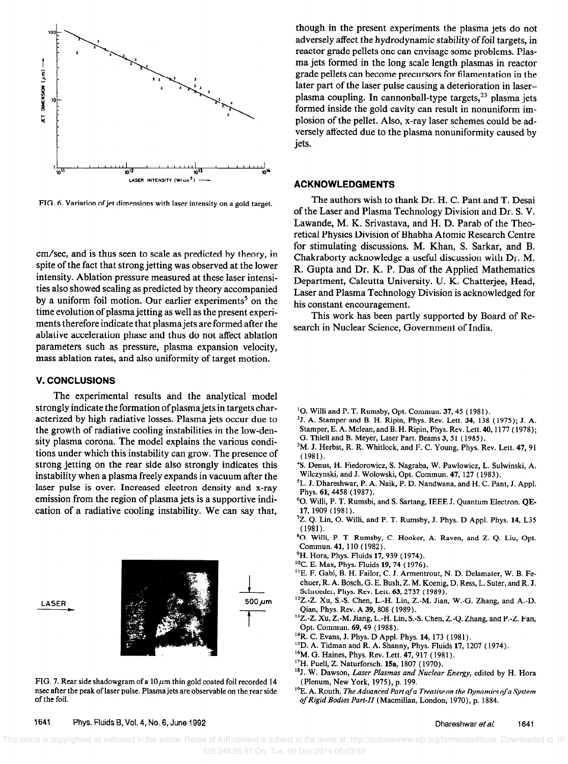FIG. 6. Variation of jet dimensions with laser intensity on a gold target.

cm/sec, and is thus seen to scale as predicted by theory, in spite of the fact that strong jetting was observed at the lower intensity. Ablation pressure measured at these laser intensities also showed scaling as predicted by theory accompanied by a uniform foil motion. Our earlier experiments[5] on the time evolution of plasma jetting as well as the present experiments therefore indicate that plasma jets are formed after the ablative acceleration phase and thus do not affect ablation parameters such as pressure, plasma expansion velocity, mass ablation rates, and also uniformity of target motion.

## V. CONCLUSIONS

The experimental results and the analytical model strongly indicate the formation of plasma jets in targets characterized by high radiative losses. Plasma jets occur due to the growth of radiative cooling instabilities in the low-density plasma corona. The model explains the various conditions under which this instability can grow. The presence of strong jetting on the rear side also strongly indicates this instability when a plasma freely expands in vacuum after the laser pulse is over. Increased electron density and x-ray emission from the region of plasma jets is a supportive indication of a radiative cooling instability. We can say that, though in the present experiments the plasma jets do not adversely affect the hydrodynamic stability of foil targets, in reactor grade pellets one can envisage some problems. Plasma jets formed in the long scale length plasmas in reactor grade pellets can become precursors for filamentation in the later part of the laser pulse causing a deterioration in laser–plasma coupling. In cannonball-type targets,[23] plasma jets formed inside the gold cavity can result in nonuniform implosion of the pellet. Also, x-ray laser schemes could be adversely affected due to the plasma nonuniformity caused by jets.

FIG. 7. Rear side shadowgram of a 10 $\mu$m thin gold coated foil recorded 14 nsec after the peak of laser pulse. Plasma jets are observable on the rear side of the foil.

## ACKNOWLEDGMENTS

The authors wish to thank Dr. H. C. Pant and T. Desai of the Laser and Plasma Technology Division and Dr. S. V. Lawande, M. K. Srivastava, and H. D. Parab of the Theoretical Physics Division of Bhabha Atomic Research Centre for stimulating discussions. M. Khan, S. Sarkar, and B. Chakraborty acknowledge a useful discussion with Dr. M. R. Gupta and Dr. K. P. Das of the Applied Mathematics Department, Calcutta University. U. K. Chatterjee, Head, Laser and Plasma Technology Division is acknowledged for his constant encouragement.

This work has been partly supported by Board of Research in Nuclear Science, Government of India.

[1] O. Willi and P. T. Rumsby, Opt. Commun. 37, 45 (1981).

[2] J. A. Stamper and B. H. Ripin, Phys. Rev. Lett. 34, 138 (1975); J. A. Stamper, E. A. Mclean, and B. H. Ripin, Phys. Rev. Lett. 40, 1177 (1978); G. Thiell and B. Meyer, Laser Part. Beams 3, 51 (1985).

[3] M. J. Herbst, R. R. Whitlock, and F. C. Young, Phys. Rev. Lett. 47, 91 (1981).

[4] S. Denus, H. Fiedorowicz, S. Nagraba, W. Pawlowicz, L. Sulwinski, A. Wilczynski, and J. Wolowski, Opt. Commun. 47, 127 (1983).

[5] L. J. Dhareshwar, P. A. Naik, P. D. Nandwana, and H. C. Pant, J. Appl. Phys. 61, 4458 (1987).

[6] O. Willi, P. T. Rumsbi, and S. Sartang, IEEE J. Quantum Electron. QE-17, 1909 (1981).

[7] Z. Q. Lin, O. Willi, and P. T. Rumsby, J. Phys. D Appl. Phys. 14, L35 (1981).

[8] O. Willi, P. T. Rumsby, C. Hooker, A. Raven, and Z. Q. Liu, Opt. Commun. 41, 110 (1982).

[9] H. Hora, Phys. Fluids 17, 939 (1974).

[10] C. E. Max, Phys. Fluids 19, 74 (1976).

[11] E. F. Gabl, B. H. Failor, C. J. Armentrout, N. D. Delamater, W. B. Fechuer, R. A. Bosch, G. E. Bush, Z. M. Koenig, D. Ress, L. Suter, and R. J. Schroeder, Phys. Rev. Lett. 63, 2737 (1989).

[12] Z.-Z. Xu, S.-S. Chen, L.-H. Lin, Z.-M. Jian, W.-G. Zhang, and A.-D. Qian, Phys. Rev. A 39, 808 (1989).

[13] Z.-Z. Xu, Z.-M. Jiang, L.-H. Lin, S.-S. Chen, Z.-Q. Zhang, and P.-Z. Fan, Opt. Commun. 69, 49 (1988).

[14] R. C. Evans, J. Phys. D Appl. Phys. 14, 173 (1981).

[15] D. A. Tidman and R. A. Shanny, Phys. Fluids 17, 1207 (1974).

[16] M. G. Haines, Phys. Rev. Lett. 47, 917 (1981).

[17] H. Puell, Z. Naturforsch. 15a, 1807 (1970).

[18] J. W. Dawson, *Laser Plasmas and Nuclear Energy*, edited by H. Hora (Plenum, New York, 1975), p. 199.

[19] E. A. Routh, *The Advanced Part of a Treatise on the Dynamics of a System of Rigid Bodies Part-II* (Macmillan, London, 1970), p. 1884.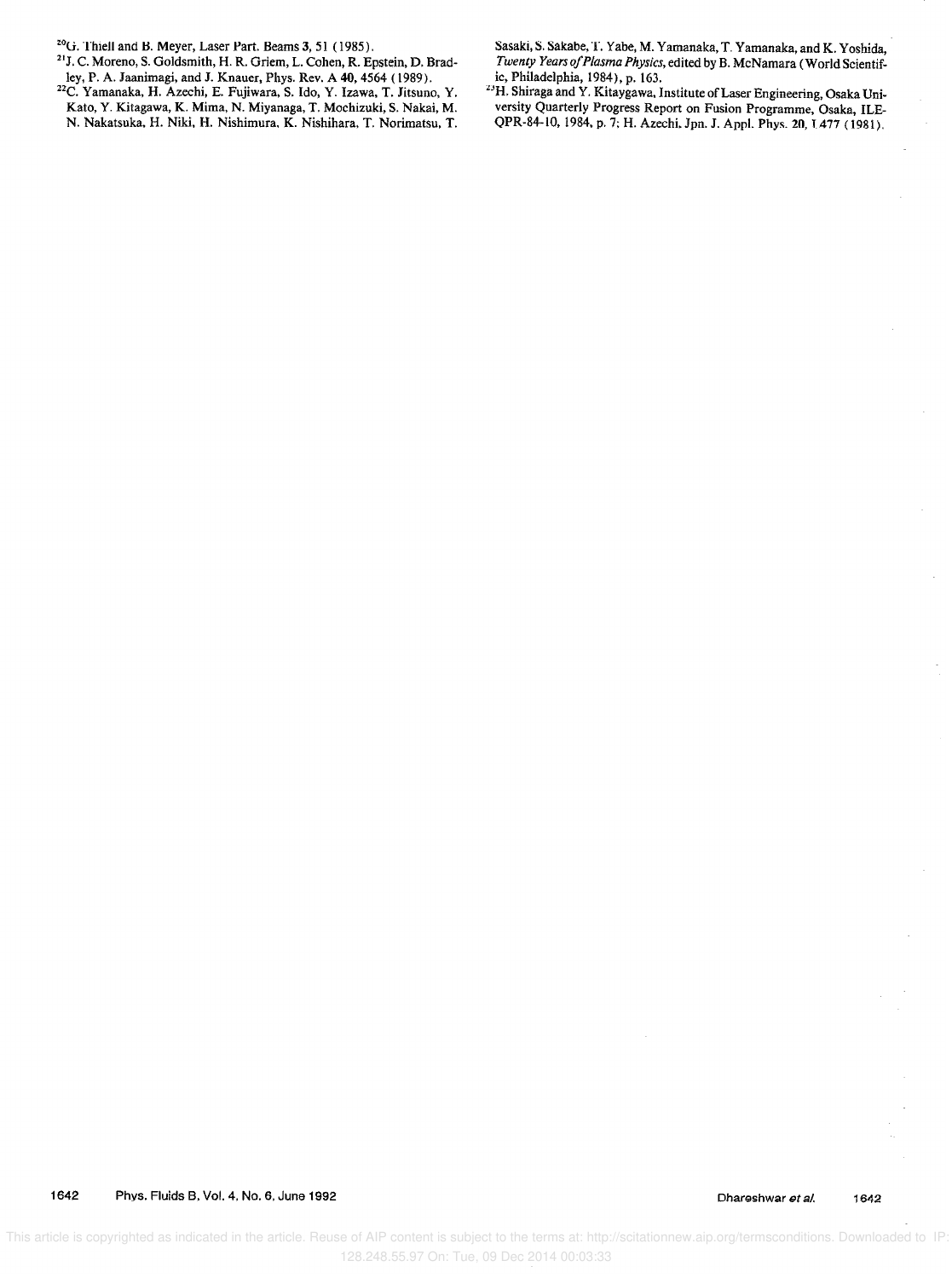[20] G. Thiell and B. Meyer, Laser Part. Beams 3, 51 (1985).

[21] J. C. Moreno, S. Goldsmith, H. R. Griem, L. Cohen, R. Epstein, D. Bradley, P. A. Jaanimagi, and J. Knauer, Phys. Rev. A 40, 4564 (1989).

[22] C. Yamanaka, H. Azechi, E. Fujiwara, S. Ido, Y. Izawa, T. Jitsuno, Y. Kato, Y. Kitagawa, K. Mima, N. Miyanaga, T. Mochizuki, S. Nakai, M. N. Nakatsuka, H. Niki, H. Nishimura, K. Nishihara, T. Norimatsu, T. Sasaki, S. Sakabe, T. Yabe, M. Yamanaka, T. Yamanaka, and K. Yoshida, *Twenty Years of Plasma Physics*, edited by B. McNamara (World Scientific, Philadelphia, 1984), p. 163.

[23] H. Shiraga and Y. Kitaygawa, Institute of Laser Engineering, Osaka University Quarterly Progress Report on Fusion Programme, Osaka, ILE-QPR-84-10, 1984, p. 7; H. Azechi, Jpn. J. Appl. Phys. 20, L477 (1981).